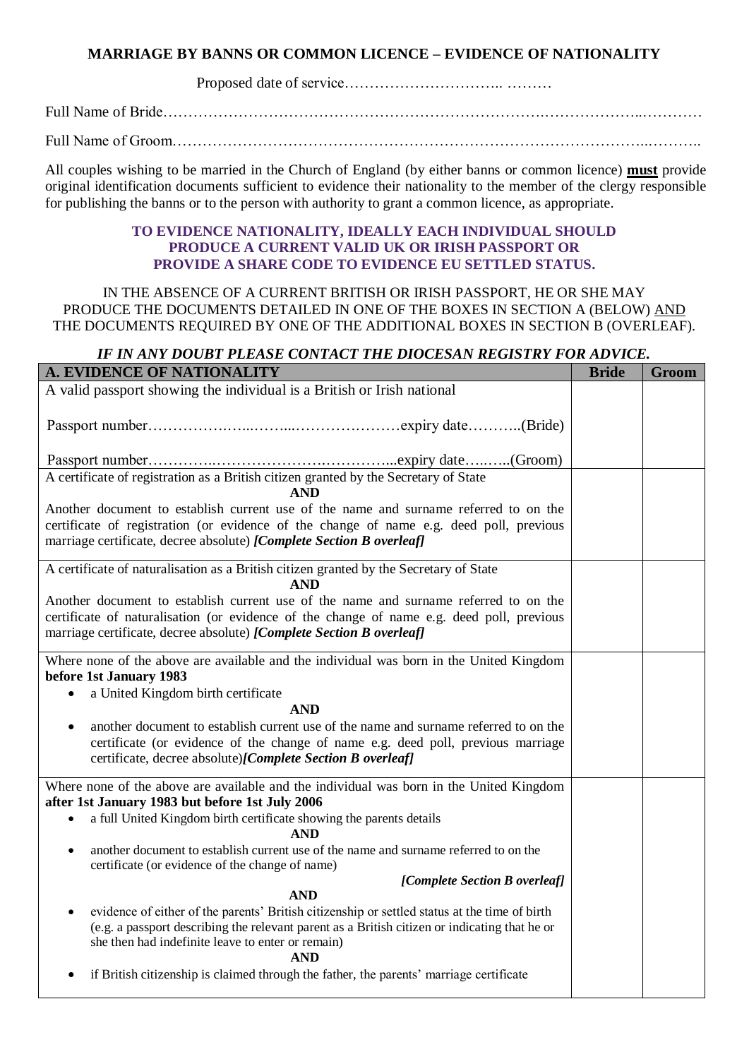## MARRIAGE BY BANNS OR COMMON LICENCE – EVIDENCE OF NATIONALITY

Proposed date of service………………………….. ………

Full Name of Bride……………………………………………………………….………………..…………

Full Name of Groom.…………………………………………………………………………………..………..

All couples wishing to be married in the Church of England (by either banns or common licence) **must** provide original identification documents sufficient to evidence their nationality to the member of the clergy responsible for publishing the banns or to the person with authority to grant a common licence, as appropriate.

**TO EVIDENCE NATIONALITY, IDEALLY EACH INDIVIDUAL SHOULD PRODUCE A CURRENT VALID UK OR IRISH PASSPORT OR PROVIDE A SHARE CODE TO EVIDENCE EU SETTLED STATUS.**

IN THE ABSENCE OF A CURRENT BRITISH OR IRISH PASSPORT, HE OR SHE MAY PRODUCE THE DOCUMENTS DETAILED IN ONE OF THE BOXES IN SECTION A (BELOW) AND THE DOCUMENTS REQUIRED BY ONE OF THE ADDITIONAL BOXES IN SECTION B (OVERLEAF).

***IF IN ANY DOUBT PLEASE CONTACT THE DIOCESAN REGISTRY FOR ADVICE.***

| A. EVIDENCE OF NATIONALITY | Bride | Groom |
|---|---|---|
| A valid passport showing the individual is a British or Irish national<br><br>Passport number………………...……...…………………expiry date………..(Bride)<br><br>Passport number…………..………………….…………...expiry date…..…..(Groom) | | |
| A certificate of registration as a British citizen granted by the Secretary of State<br>**AND**<br>Another document to establish current use of the name and surname referred to on the certificate of registration (or evidence of the change of name e.g. deed poll, previous marriage certificate, decree absolute) ***[Complete Section B overleaf]*** | | |
| A certificate of naturalisation as a British citizen granted by the Secretary of State<br>**AND**<br>Another document to establish current use of the name and surname referred to on the certificate of naturalisation (or evidence of the change of name e.g. deed poll, previous marriage certificate, decree absolute) ***[Complete Section B overleaf]*** | | |
| Where none of the above are available and the individual was born in the United Kingdom **before 1st January 1983**<br>• a United Kingdom birth certificate<br>**AND**<br>• another document to establish current use of the name and surname referred to on the certificate (or evidence of the change of name e.g. deed poll, previous marriage certificate, decree absolute)***[Complete Section B overleaf]*** | | |
| Where none of the above are available and the individual was born in the United Kingdom **after 1st January 1983 but before 1st July 2006**<br>• a full United Kingdom birth certificate showing the parents details<br>**AND**<br>• another document to establish current use of the name and surname referred to on the certificate (or evidence of the change of name) ***[Complete Section B overleaf]***<br>**AND**<br>• evidence of either of the parents' British citizenship or settled status at the time of birth (e.g. a passport describing the relevant parent as a British citizen or indicating that he or she then had indefinite leave to enter or remain)<br>**AND**<br>• if British citizenship is claimed through the father, the parents' marriage certificate | | |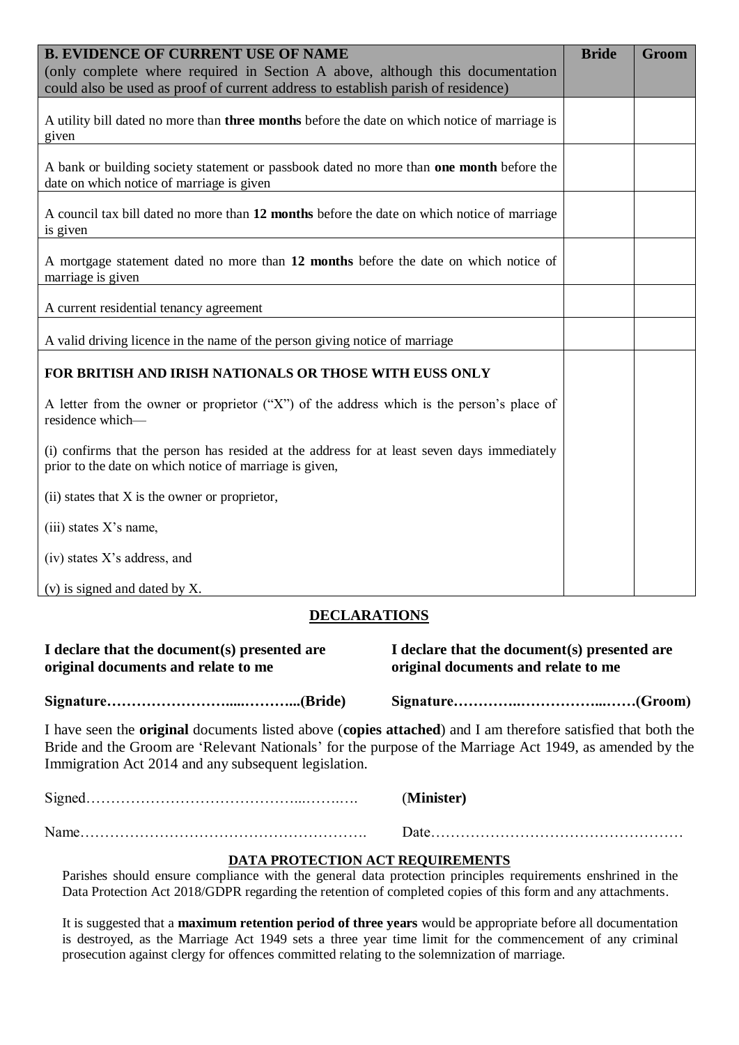| **B. EVIDENCE OF CURRENT USE OF NAME** (only complete where required in Section A above, although this documentation could also be used as proof of current address to establish parish of residence) | **Bride** | **Groom** |
|---|---|---|
| A utility bill dated no more than **three months** before the date on which notice of marriage is given | | |
| A bank or building society statement or passbook dated no more than **one month** before the date on which notice of marriage is given | | |
| A council tax bill dated no more than **12 months** before the date on which notice of marriage is given | | |
| A mortgage statement dated no more than **12 months** before the date on which notice of marriage is given | | |
| A current residential tenancy agreement | | |
| A valid driving licence in the name of the person giving notice of marriage | | |
| **FOR BRITISH AND IRISH NATIONALS OR THOSE WITH EUSS ONLY**<br><br>A letter from the owner or proprietor ("X") of the address which is the person's place of residence which—<br><br>(i) confirms that the person has resided at the address for at least seven days immediately prior to the date on which notice of marriage is given,<br><br>(ii) states that X is the owner or proprietor,<br><br>(iii) states X's name,<br><br>(iv) states X's address, and<br><br>(v) is signed and dated by X. | | |

## DECLARATIONS

**I declare that the document(s) presented are original documents and relate to me**

**Signature…………………….....………...(Bride)**

**I declare that the document(s) presented are original documents and relate to me**

**Signature…………..……………...……(Groom)**

I have seen the **original** documents listed above (**copies attached**) and I am therefore satisfied that both the Bride and the Groom are 'Relevant Nationals' for the purpose of the Marriage Act 1949, as amended by the Immigration Act 2014 and any subsequent legislation.

Signed…………………………………...…….…. (**Minister)**

Name…………………………………………………. Date……………………………………………

### DATA PROTECTION ACT REQUIREMENTS

Parishes should ensure compliance with the general data protection principles requirements enshrined in the Data Protection Act 2018/GDPR regarding the retention of completed copies of this form and any attachments.

It is suggested that a **maximum retention period of three years** would be appropriate before all documentation is destroyed, as the Marriage Act 1949 sets a three year time limit for the commencement of any criminal prosecution against clergy for offences committed relating to the solemnization of marriage.